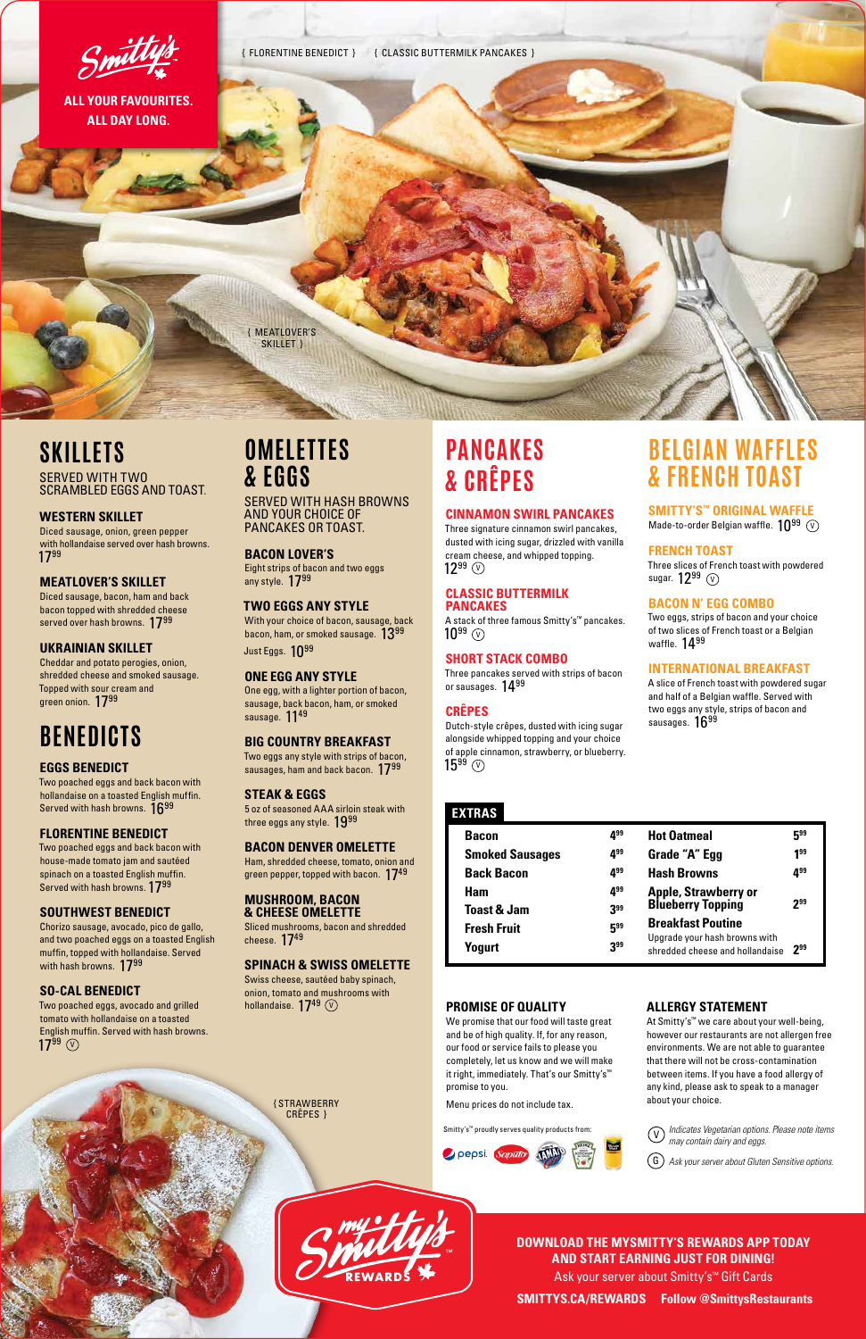Smitty's

**ALL YOUR FAVOURITES. ALL DAY LONG.**

{ FLORENTINE BENEDICT } { CLASSIC BUTTERMILK PANCAKES }

{ MEATLOVER'S SKILLET }

# SKILLETS

SERVED WITH TWO SCRAMBLED EGGS AND TOAST.

### WESTERN SKILLET

Diced sausage, onion, green pepper with hollandaise served over hash browns. 17.99

### MEATLOVER'S SKILLET

Diced sausage, bacon, ham and back bacon topped with shredded cheese served over hash browns. 17.99

### UKRAINIAN SKILLET

Cheddar and potato perogies, onion, shredded cheese and smoked sausage. Topped with sour cream and green onion. 17.99

# BENEDICTS

### EGGS BENEDICT

Two poached eggs and back bacon with hollandaise on a toasted English muffin. Served with hash browns. 16.99

### FLORENTINE BENEDICT

Two poached eggs and back bacon with house-made tomato jam and sautéed spinach on a toasted English muffin. Served with hash browns. 17.99

### SOUTHWEST BENEDICT

Chorizo sausage, avocado, pico de gallo, and two poached eggs on a toasted English muffin, topped with hollandaise. Served with hash browns. 17.99

### SO-CAL BENEDICT

Two poached eggs, avocado and grilled tomato with hollandaise on a toasted English muffin. Served with hash browns. 17.99 (V)

# OMELETTES & EGGS

SERVED WITH HASH BROWNS AND YOUR CHOICE OF PANCAKES OR TOAST.

### BACON LOVER'S

Eight strips of bacon and two eggs any style. 17.99

### TWO EGGS ANY STYLE

With your choice of bacon, sausage, back bacon, ham, or smoked sausage. 13.99

Just Eggs. 10.99

### ONE EGG ANY STYLE

One egg, with a lighter portion of bacon, sausage, back bacon, ham, or smoked sausage. 11.49

### BIG COUNTRY BREAKFAST

Two eggs any style with strips of bacon, sausages, ham and back bacon. 17.99

### STEAK & EGGS

5 oz of seasoned AAA sirloin steak with three eggs any style. 19.99

### BACON DENVER OMELETTE

Ham, shredded cheese, tomato, onion and green pepper, topped with bacon. 17.49

### MUSHROOM, BACON & CHEESE OMELETTE

Sliced mushrooms, bacon and shredded cheese. 17.49

### SPINACH & SWISS OMELETTE

Swiss cheese, sautéed baby spinach, onion, tomato and mushrooms with hollandaise. 17.49 (V)

{ STRAWBERRY CRÊPES }

# PANCAKES & CRÊPES

### CINNAMON SWIRL PANCAKES

Three signature cinnamon swirl pancakes, dusted with icing sugar, drizzled with vanilla cream cheese, and whipped topping. 12.99 (V)

### CLASSIC BUTTERMILK PANCAKES

A stack of three famous Smitty's™ pancakes. 10.99 (V)

### SHORT STACK COMBO

Three pancakes served with strips of bacon or sausages. 14.99

### CRÊPES

Dutch-style crêpes, dusted with icing sugar alongside whipped topping and your choice of apple cinnamon, strawberry, or blueberry. 15.99 (V)

# BELGIAN WAFFLES & FRENCH TOAST

### SMITTY'S™ ORIGINAL WAFFLE

Made-to-order Belgian waffle. 10.99 (V)

### FRENCH TOAST

Three slices of French toast with powdered sugar. 12.99 (V)

### BACON N' EGG COMBO

Two eggs, strips of bacon and your choice of two slices of French toast or a Belgian waffle. 14.99

### INTERNATIONAL BREAKFAST

A slice of French toast with powdered sugar and half of a Belgian waffle. Served with two eggs any style, strips of bacon and sausages. 16.99

## EXTRAS

| Item | Price | Item | Price |
|---|---|---|---|
| Bacon | 4.99 | Hot Oatmeal | 5.99 |
| Smoked Sausages | 4.99 | Grade "A" Egg | 1.99 |
| Back Bacon | 4.99 | Hash Browns | 4.99 |
| Ham | 4.99 | Apple, Strawberry or Blueberry Topping | 2.99 |
| Toast & Jam | 3.99 | Breakfast Poutine — Upgrade your hash browns with shredded cheese and hollandaise | 2.99 |
| Fresh Fruit | 5.99 | | |
| Yogurt | 3.99 | | |

### PROMISE OF QUALITY

We promise that our food will taste great and be of high quality. If, for any reason, our food or service fails to please you completely, let us know and we will make it right, immediately. That's our Smitty's™ promise to you.

Menu prices do not include tax.

Smitty's™ proudly serves quality products from:

### ALLERGY STATEMENT

At Smitty's™ we care about your well-being, however our restaurants are not allergen free environments. We are not able to guarantee that there will not be cross-contamination between items. If you have a food allergy of any kind, please ask to speak to a manager about your choice.

(V) *Indicates Vegetarian options. Please note items may contain dairy and eggs.*

(G) *Ask your server about Gluten Sensitive options.*

mySmitty's REWARDS

**DOWNLOAD THE MYSMITTY'S REWARDS APP TODAY AND START EARNING JUST FOR DINING!**

Ask your server about Smitty's™ Gift Cards

**SMITTYS.CA/REWARDS Follow @SmittysRestaurants**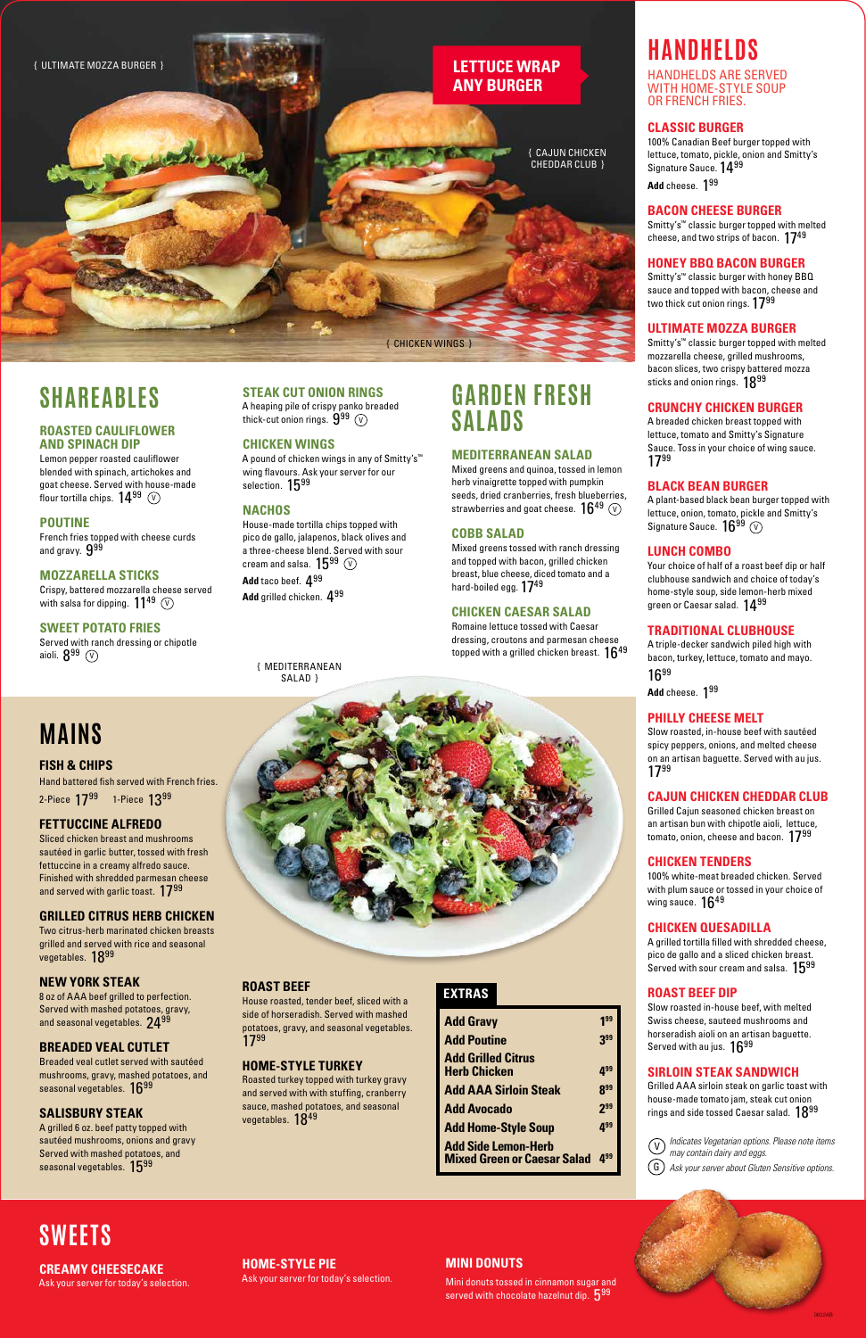{ ULTIMATE MOZZA BURGER }

**LETTUCE WRAP ANY BURGER**

{ CAJUN CHICKEN CHEDDAR CLUB }

{ CHICKEN WINGS }

# SHAREABLES

### ROASTED CAULIFLOWER AND SPINACH DIP

Lemon pepper roasted cauliflower blended with spinach, artichokes and goat cheese. Served with house-made flour tortilla chips. 14.99 (V)

### POUTINE

French fries topped with cheese curds and gravy. 9.99

### MOZZARELLA STICKS

Crispy, battered mozzarella cheese served with salsa for dipping. 11.49 (V)

### SWEET POTATO FRIES

Served with ranch dressing or chipotle aioli. 8.99 (V)

### STEAK CUT ONION RINGS

A heaping pile of crispy panko breaded thick-cut onion rings. 9.99 (V)

### CHICKEN WINGS

A pound of chicken wings in any of Smitty's™ wing flavours. Ask your server for our selection. 15.99

### NACHOS

House-made tortilla chips topped with pico de gallo, jalapenos, black olives and a three-cheese blend. Served with sour cream and salsa. 15.99 (V)

**Add** taco beef. 4.99

**Add** grilled chicken. 4.99

# GARDEN FRESH SALADS

### MEDITERRANEAN SALAD

Mixed greens and quinoa, tossed in lemon herb vinaigrette topped with pumpkin seeds, dried cranberries, fresh blueberries, strawberries and goat cheese. 16.49 (V)

### COBB SALAD

Mixed greens tossed with ranch dressing and topped with bacon, grilled chicken breast, blue cheese, diced tomato and a hard-boiled egg. 17.49

### CHICKEN CAESAR SALAD

Romaine lettuce tossed with Caesar dressing, croutons and parmesan cheese topped with a grilled chicken breast. 16.49

{ MEDITERRANEAN SALAD }

# HANDHELDS

HANDHELDS ARE SERVED WITH HOME-STYLE SOUP OR FRENCH FRIES.

### CLASSIC BURGER

100% Canadian Beef burger topped with lettuce, tomato, pickle, onion and Smitty's Signature Sauce. 14.99

**Add** cheese. 1.99

### BACON CHEESE BURGER

Smitty's™ classic burger topped with melted cheese, and two strips of bacon. 17.49

### HONEY BBQ BACON BURGER

Smitty's™ classic burger with honey BBQ sauce and topped with bacon, cheese and two thick cut onion rings. 17.99

### ULTIMATE MOZZA BURGER

Smitty's™ classic burger topped with melted mozzarella cheese, grilled mushrooms, bacon slices, two crispy battered mozza sticks and onion rings. 18.99

### CRUNCHY CHICKEN BURGER

A breaded chicken breast topped with lettuce, tomato and Smitty's Signature Sauce. Toss in your choice of wing sauce. 17.99

### BLACK BEAN BURGER

A plant-based black bean burger topped with lettuce, onion, tomato, pickle and Smitty's Signature Sauce. 16.99 (V)

### LUNCH COMBO

Your choice of half of a roast beef dip or half clubhouse sandwich and choice of today's home-style soup, side lemon-herb mixed green or Caesar salad. 14.99

### TRADITIONAL CLUBHOUSE

A triple-decker sandwich piled high with bacon, turkey, lettuce, tomato and mayo. 16.99

**Add** cheese. 1.99

### PHILLY CHEESE MELT

Slow roasted, in-house beef with sautéed spicy peppers, onions, and melted cheese on an artisan baguette. Served with au jus. 17.99

### CAJUN CHICKEN CHEDDAR CLUB

Grilled Cajun seasoned chicken breast on an artisan bun with chipotle aioli, lettuce, tomato, onion, cheese and bacon. 17.99

### CHICKEN TENDERS

100% white-meat breaded chicken. Served with plum sauce or tossed in your choice of wing sauce. 16.49

### CHICKEN QUESADILLA

A grilled tortilla filled with shredded cheese, pico de gallo and a sliced chicken breast. Served with sour cream and salsa. 15.99

### ROAST BEEF DIP

Slow roasted in-house beef, with melted Swiss cheese, sauteed mushrooms and horseradish aioli on an artisan baguette. Served with au jus. 16.99

### SIRLOIN STEAK SANDWICH

Grilled AAA sirloin steak on garlic toast with house-made tomato jam, steak cut onion rings and side tossed Caesar salad. 18.99

(V) *Indicates Vegetarian options. Please note items may contain dairy and eggs.*

(G) *Ask your server about Gluten Sensitive options.*

# MAINS

### FISH & CHIPS

Hand battered fish served with French fries.

2-Piece 17.99 1-Piece 13.99

### FETTUCCINE ALFREDO

Sliced chicken breast and mushrooms sautéed in garlic butter, tossed with fresh fettuccine in a creamy alfredo sauce. Finished with shredded parmesan cheese and served with garlic toast. 17.99

### GRILLED CITRUS HERB CHICKEN

Two citrus-herb marinated chicken breasts grilled and served with rice and seasonal vegetables. 18.99

### NEW YORK STEAK

8 oz of AAA beef grilled to perfection. Served with mashed potatoes, gravy, and seasonal vegetables. 24.99

### BREADED VEAL CUTLET

Breaded veal cutlet served with sautéed mushrooms, gravy, mashed potatoes, and seasonal vegetables. 16.99

### SALISBURY STEAK

A grilled 6 oz. beef patty topped with sautéed mushrooms, onions and gravy Served with mashed potatoes, and seasonal vegetables. 15.99

### ROAST BEEF

House roasted, tender beef, sliced with a side of horseradish. Served with mashed potatoes, gravy, and seasonal vegetables. 17.99

### HOME-STYLE TURKEY

Roasted turkey topped with turkey gravy and served with stuffing, cranberry sauce, mashed potatoes, and seasonal vegetables. 18.49

### EXTRAS

| | |
|---|---|
| Add Gravy | 1.99 |
| Add Poutine | 3.99 |
| Add Grilled Citrus Herb Chicken | 4.99 |
| Add AAA Sirloin Steak | 8.99 |
| Add Avocado | 2.99 |
| Add Home-Style Soup | 4.99 |
| Add Side Lemon-Herb Mixed Green or Caesar Salad | 4.99 |

# SWEETS

### CREAMY CHEESECAKE

Ask your server for today's selection.

### HOME-STYLE PIE

Ask your server for today's selection.

### MINI DONUTS

Mini donuts tossed in cinnamon sugar and served with chocolate hazelnut dip. 5.99